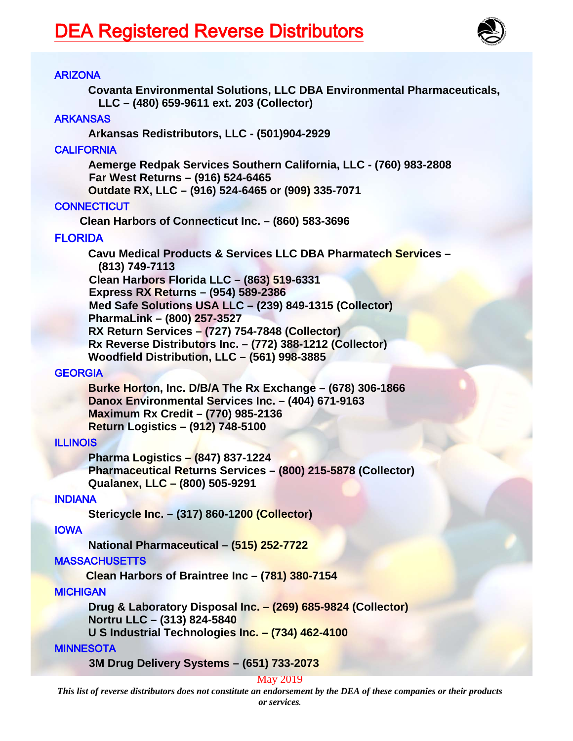# DEA Registered Reverse Distributors

## ARIZONA

**Covanta Environmental Solutions, LLC DBA Environmental Pharmaceuticals, LLC – (480) 659-9611 ext. 203 (Collector)**

## ARKANSAS

**Arkansas Redistributors, LLC - (501)904-2929**

## CALIFORNIA

**Aemerge Redpak Services Southern California, LLC - (760) 983-2808**
**Far West Returns – (916) 524-6465**
**Outdate RX, LLC – (916) 524-6465 or (909) 335-7071**

## CONNECTICUT

**Clean Harbors of Connecticut Inc. – (860) 583-3696**

## FLORIDA

**Cavu Medical Products & Services LLC DBA Pharmatech Services – (813) 749-7113**
**Clean Harbors Florida LLC – (863) 519-6331**
**Express RX Returns – (954) 589-2386**
**Med Safe Solutions USA LLC – (239) 849-1315 (Collector)**
**PharmaLink – (800) 257-3527**
**RX Return Services – (727) 754-7848 (Collector)**
**Rx Reverse Distributors Inc. – (772) 388-1212 (Collector)**
**Woodfield Distribution, LLC – (561) 998-3885**

## GEORGIA

**Burke Horton, Inc. D/B/A The Rx Exchange – (678) 306-1866**
**Danox Environmental Services Inc. – (404) 671-9163**
**Maximum Rx Credit – (770) 985-2136**
**Return Logistics – (912) 748-5100**

## ILLINOIS

**Pharma Logistics – (847) 837-1224**
**Pharmaceutical Returns Services – (800) 215-5878 (Collector)**
**Qualanex, LLC – (800) 505-9291**

## INDIANA

**Stericycle Inc. – (317) 860-1200 (Collector)**

## IOWA

**National Pharmaceutical – (515) 252-7722**

## MASSACHUSETTS

**Clean Harbors of Braintree Inc – (781) 380-7154**

## MICHIGAN

**Drug & Laboratory Disposal Inc. – (269) 685-9824 (Collector)**
**Nortru LLC – (313) 824-5840**
**U S Industrial Technologies Inc. – (734) 462-4100**

## MINNESOTA

**3M Drug Delivery Systems – (651) 733-2073**

May 2019

*This list of reverse distributors does not constitute an endorsement by the DEA of these companies or their products or services.*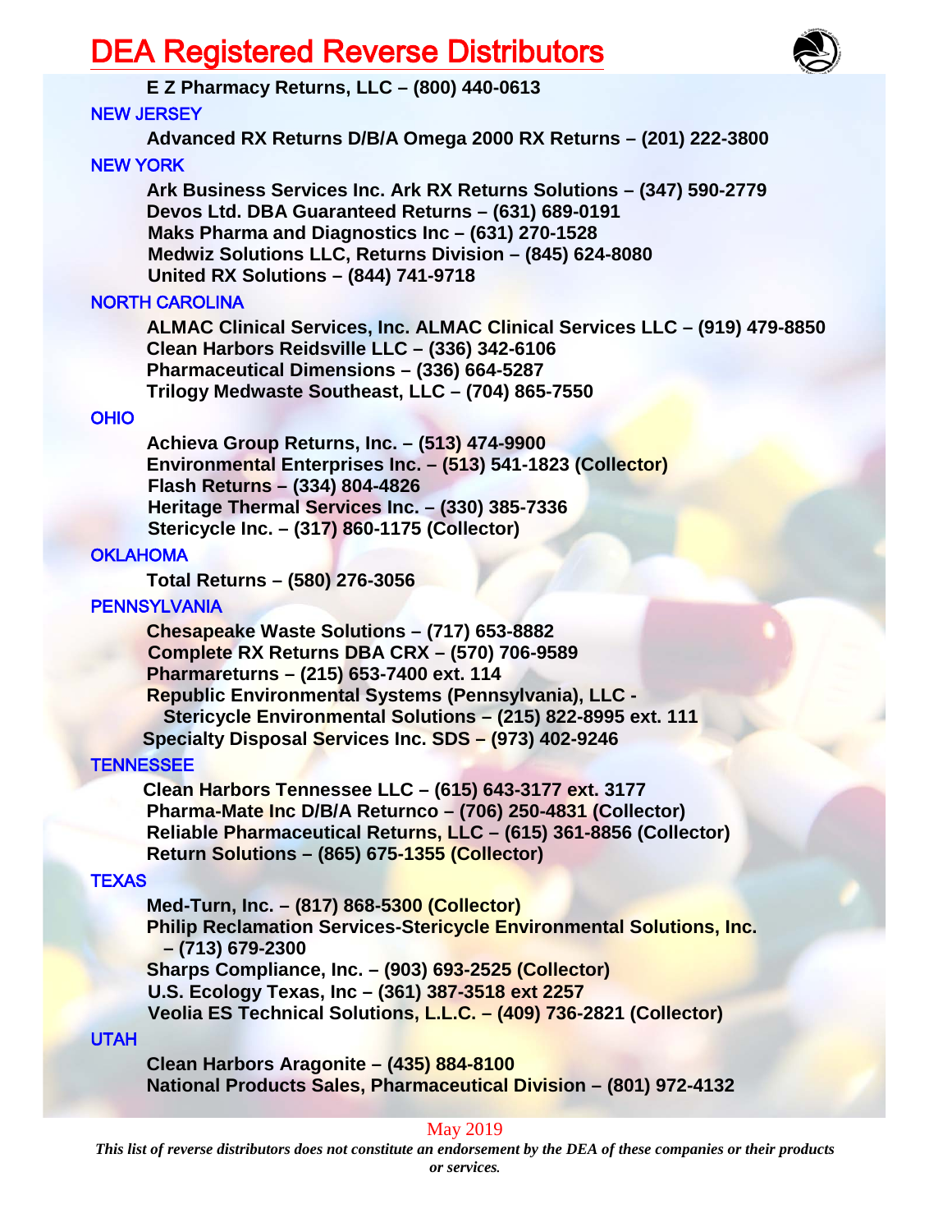# DEA Registered Reverse Distributors

E Z Pharmacy Returns, LLC – (800) 440-0613

## NEW JERSEY

Advanced RX Returns D/B/A Omega 2000 RX Returns – (201) 222-3800

## NEW YORK

Ark Business Services Inc. Ark RX Returns Solutions – (347) 590-2779
Devos Ltd. DBA Guaranteed Returns – (631) 689-0191
Maks Pharma and Diagnostics Inc – (631) 270-1528
Medwiz Solutions LLC, Returns Division – (845) 624-8080
United RX Solutions – (844) 741-9718

## NORTH CAROLINA

ALMAC Clinical Services, Inc. ALMAC Clinical Services LLC – (919) 479-8850
Clean Harbors Reidsville LLC – (336) 342-6106
Pharmaceutical Dimensions – (336) 664-5287
Trilogy Medwaste Southeast, LLC – (704) 865-7550

## OHIO

Achieva Group Returns, Inc. – (513) 474-9900
Environmental Enterprises Inc. – (513) 541-1823 (Collector)
Flash Returns – (334) 804-4826
Heritage Thermal Services Inc. – (330) 385-7336
Stericycle Inc. – (317) 860-1175 (Collector)

## OKLAHOMA

Total Returns – (580) 276-3056

## PENNSYLVANIA

Chesapeake Waste Solutions – (717) 653-8882
Complete RX Returns DBA CRX – (570) 706-9589
Pharmareturns – (215) 653-7400 ext. 114
Republic Environmental Systems (Pennsylvania), LLC - Stericycle Environmental Solutions – (215) 822-8995 ext. 111
Specialty Disposal Services Inc. SDS – (973) 402-9246

## TENNESSEE

Clean Harbors Tennessee LLC – (615) 643-3177 ext. 3177
Pharma-Mate Inc D/B/A Returnco – (706) 250-4831 (Collector)
Reliable Pharmaceutical Returns, LLC – (615) 361-8856 (Collector)
Return Solutions – (865) 675-1355 (Collector)

## TEXAS

Med-Turn, Inc. – (817) 868-5300 (Collector)
Philip Reclamation Services-Stericycle Environmental Solutions, Inc. – (713) 679-2300
Sharps Compliance, Inc. – (903) 693-2525 (Collector)
U.S. Ecology Texas, Inc – (361) 387-3518 ext 2257
Veolia ES Technical Solutions, L.L.C. – (409) 736-2821 (Collector)

## UTAH

Clean Harbors Aragonite – (435) 884-8100
National Products Sales, Pharmaceutical Division – (801) 972-4132

May 2019

*This list of reverse distributors does not constitute an endorsement by the DEA of these companies or their products or services.*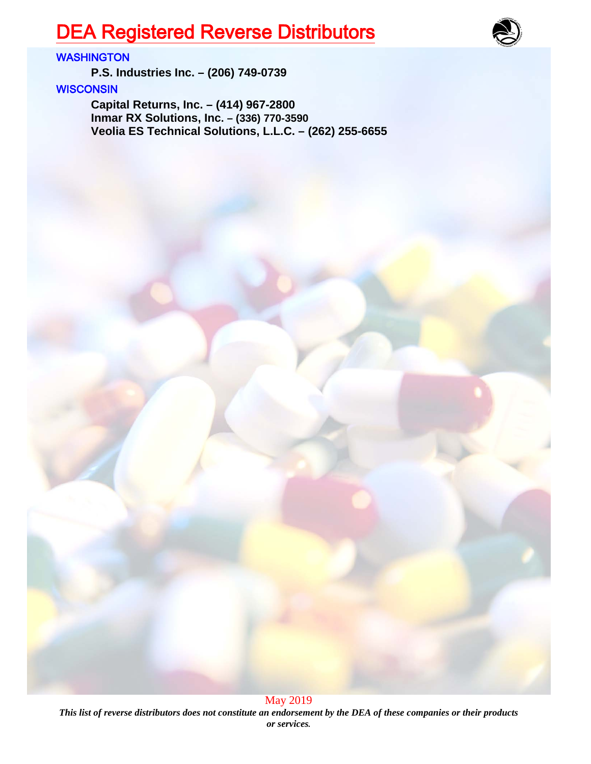# DEA Registered Reverse Distributors

## WASHINGTON

**P.S. Industries Inc. – (206) 749-0739**

## WISCONSIN

**Capital Returns, Inc. – (414) 967-2800**
**Inmar RX Solutions, Inc. – (336) 770-3590**
**Veolia ES Technical Solutions, L.L.C. – (262) 255-6655**

May 2019

***This list of reverse distributors does not constitute an endorsement by the DEA of these companies or their products or services.***